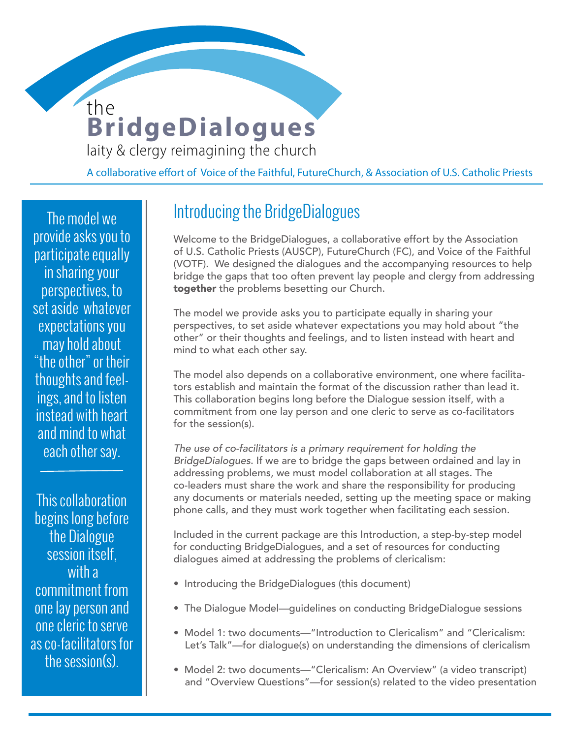# the BridgeDialogues

laity & clergy reimagining the church

A collaborative effort of Voice of the Faithful, FutureChurch, & Association of U.S. Catholic Priests

> The model we provide asks you to participate equally in sharing your perspectives, to set aside whatever expectations you may hold about "the other" or their thoughts and feelings, and to listen instead with heart and mind to what each other say.

> This collaboration begins long before the Dialogue session itself, with a commitment from one lay person and one cleric to serve as co-facilitators for the session(s).

## Introducing the BridgeDialogues

Welcome to the BridgeDialogues, a collaborative effort by the Association of U.S. Catholic Priests (AUSCP), FutureChurch (FC), and Voice of the Faithful (VOTF). We designed the dialogues and the accompanying resources to help bridge the gaps that too often prevent lay people and clergy from addressing **together** the problems besetting our Church.

The model we provide asks you to participate equally in sharing your perspectives, to set aside whatever expectations you may hold about "the other" or their thoughts and feelings, and to listen instead with heart and mind to what each other say.

The model also depends on a collaborative environment, one where facilitators establish and maintain the format of the discussion rather than lead it. This collaboration begins long before the Dialogue session itself, with a commitment from one lay person and one cleric to serve as co-facilitators for the session(s).

*The use of co-facilitators is a primary requirement for holding the BridgeDialogues*. If we are to bridge the gaps between ordained and lay in addressing problems, we must model collaboration at all stages. The co-leaders must share the work and share the responsibility for producing any documents or materials needed, setting up the meeting space or making phone calls, and they must work together when facilitating each session.

Included in the current package are this Introduction, a step-by-step model for conducting BridgeDialogues, and a set of resources for conducting dialogues aimed at addressing the problems of clericalism:

- Introducing the BridgeDialogues (this document)
- The Dialogue Model—guidelines on conducting BridgeDialogue sessions
- Model 1: two documents—"Introduction to Clericalism" and "Clericalism: Let's Talk"—for dialogue(s) on understanding the dimensions of clericalism
- Model 2: two documents—"Clericalism: An Overview" (a video transcript) and "Overview Questions"—for session(s) related to the video presentation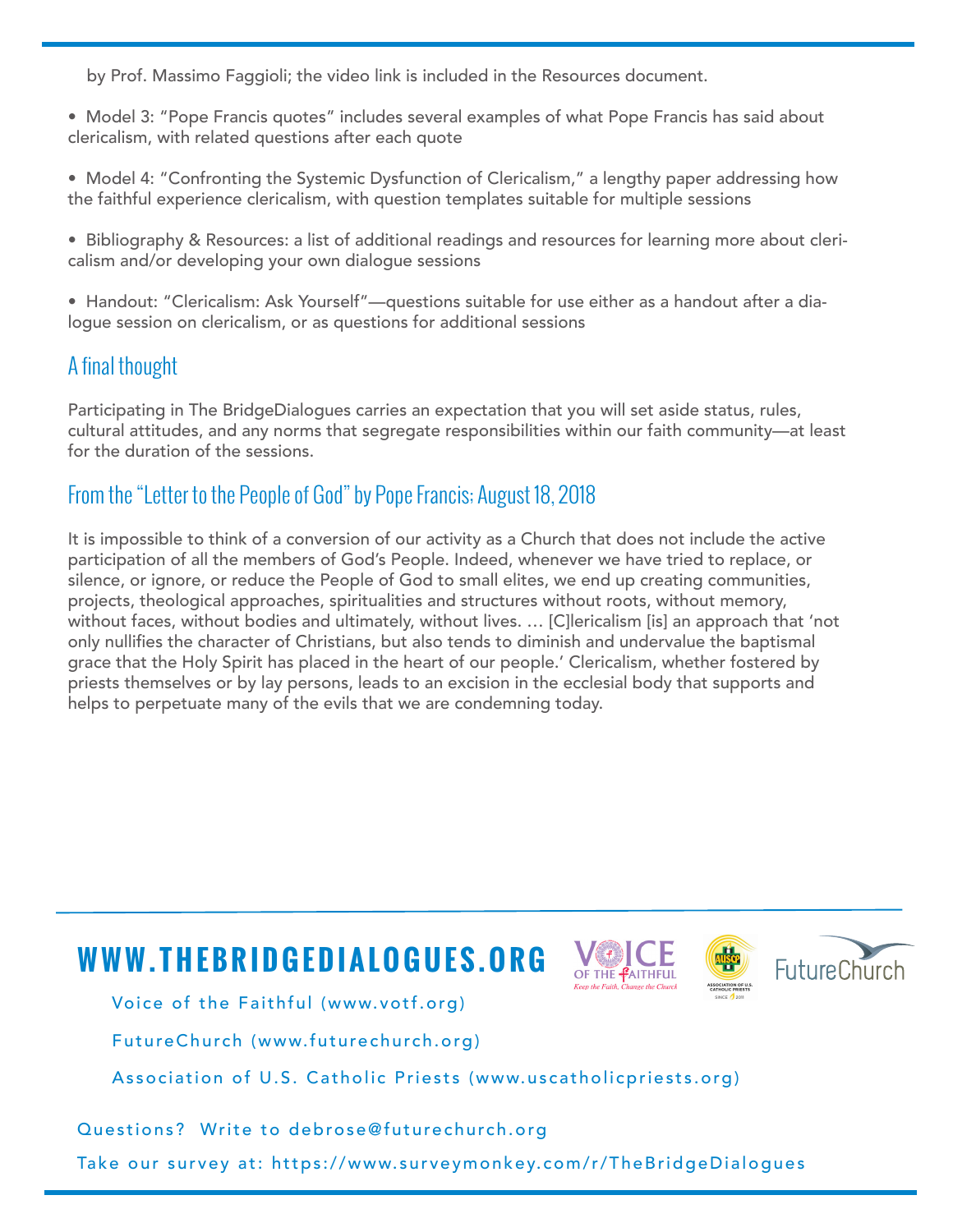by Prof. Massimo Faggioli; the video link is included in the Resources document.

- Model 3: "Pope Francis quotes" includes several examples of what Pope Francis has said about clericalism, with related questions after each quote

- Model 4: "Confronting the Systemic Dysfunction of Clericalism," a lengthy paper addressing how the faithful experience clericalism, with question templates suitable for multiple sessions

- Bibliography & Resources: a list of additional readings and resources for learning more about clericalism and/or developing your own dialogue sessions

- Handout: "Clericalism: Ask Yourself"—questions suitable for use either as a handout after a dialogue session on clericalism, or as questions for additional sessions

## A final thought

Participating in The BridgeDialogues carries an expectation that you will set aside status, rules, cultural attitudes, and any norms that segregate responsibilities within our faith community—at least for the duration of the sessions.

## From the "Letter to the People of God" by Pope Francis; August 18, 2018

It is impossible to think of a conversion of our activity as a Church that does not include the active participation of all the members of God's People. Indeed, whenever we have tried to replace, or silence, or ignore, or reduce the People of God to small elites, we end up creating communities, projects, theological approaches, spiritualities and structures without roots, without memory, without faces, without bodies and ultimately, without lives. … [C]lericalism [is] an approach that 'not only nullifies the character of Christians, but also tends to diminish and undervalue the baptismal grace that the Holy Spirit has placed in the heart of our people.' Clericalism, whether fostered by priests themselves or by lay persons, leads to an excision in the ecclesial body that supports and helps to perpetuate many of the evils that we are condemning today.

**WWW.THEBRIDGEDIALOGUES.ORG**

Voice of the Faithful (www.votf.org)

FutureChurch (www.futurechurch.org)

Association of U.S. Catholic Priests (www.uscatholicpriests.org)

Questions? Write to debrose@futurechurch.org

Take our survey at: https://www.surveymonkey.com/r/TheBridgeDialogues